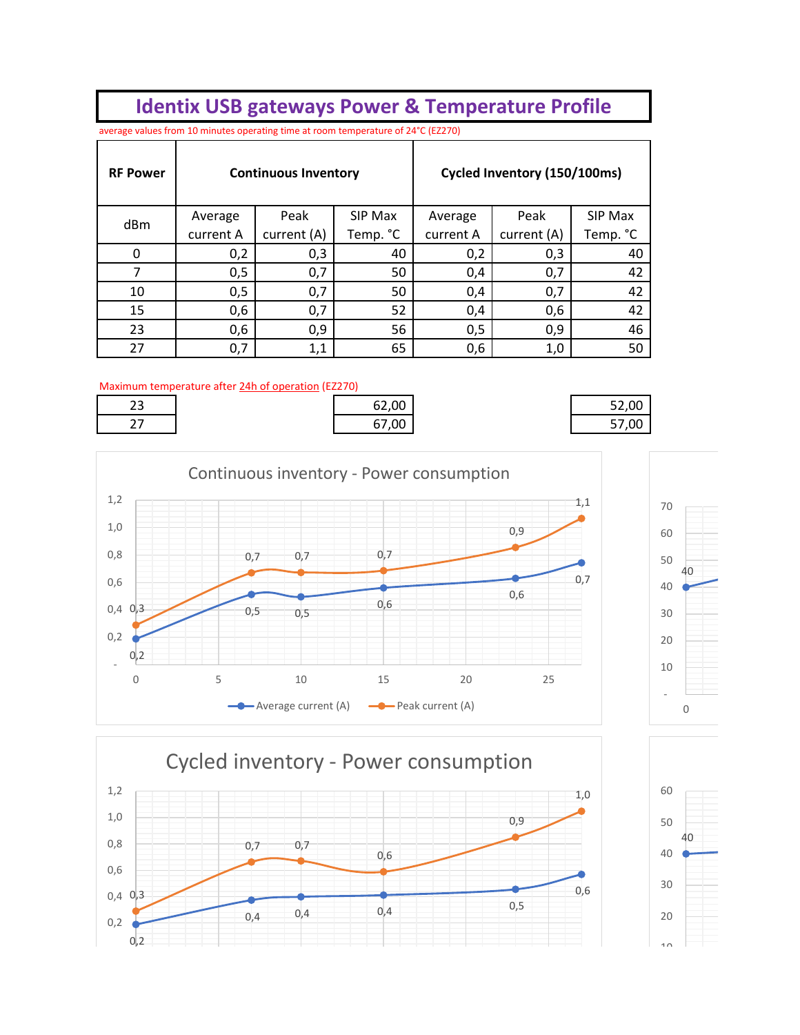# Identix USB gateways Power & Temperature Profile

average values from 10 minutes operating time at room temperature of 24°C (EZ270)

| RF Power | Continuous Inventory | | | Cycled Inventory (150/100ms) | | |
|---|---|---|---|---|---|---|
| dBm | Average current A | Peak current (A) | SIP Max Temp. °C | Average current A | Peak current (A) | SIP Max Temp. °C |
| 0 | 0,2 | 0,3 | 40 | 0,2 | 0,3 | 40 |
| 7 | 0,5 | 0,7 | 50 | 0,4 | 0,7 | 42 |
| 10 | 0,5 | 0,7 | 50 | 0,4 | 0,7 | 42 |
| 15 | 0,6 | 0,7 | 52 | 0,4 | 0,6 | 42 |
| 23 | 0,6 | 0,9 | 56 | 0,5 | 0,9 | 46 |
| 27 | 0,7 | 1,1 | 65 | 0,6 | 1,0 | 50 |

Maximum temperature after 24h of operation (EZ270)

| RF Power | | | SIP Max Temp. °C | | | SIP Max Temp. °C |
|---|---|---|---|---|---|---|
| 23 | | | 62,00 | | | 52,00 |
| 27 | | | 67,00 | | | 57,00 |

**Continuous inventory - Power consumption**

| dBm | Average current (A) | Peak current (A) |
|---|---|---|
| 0 | 0,2 | 0,3 |
| 7 | 0,5 | 0,7 |
| 10 | 0,5 | 0,7 |
| 15 | 0,6 | 0,7 |
| 23 | 0,6 | 0,9 |
| 27 | 0,7 | 1,1 |

**Cycled inventory - Power consumption**

| dBm | Average current (A) | Peak current (A) |
|---|---|---|
| 0 | 0,2 | 0,3 |
| 7 | 0,4 | 0,7 |
| 10 | 0,4 | 0,7 |
| 15 | 0,4 | 0,6 |
| 23 | 0,5 | 0,9 |
| 27 | 0,6 | 1,0 |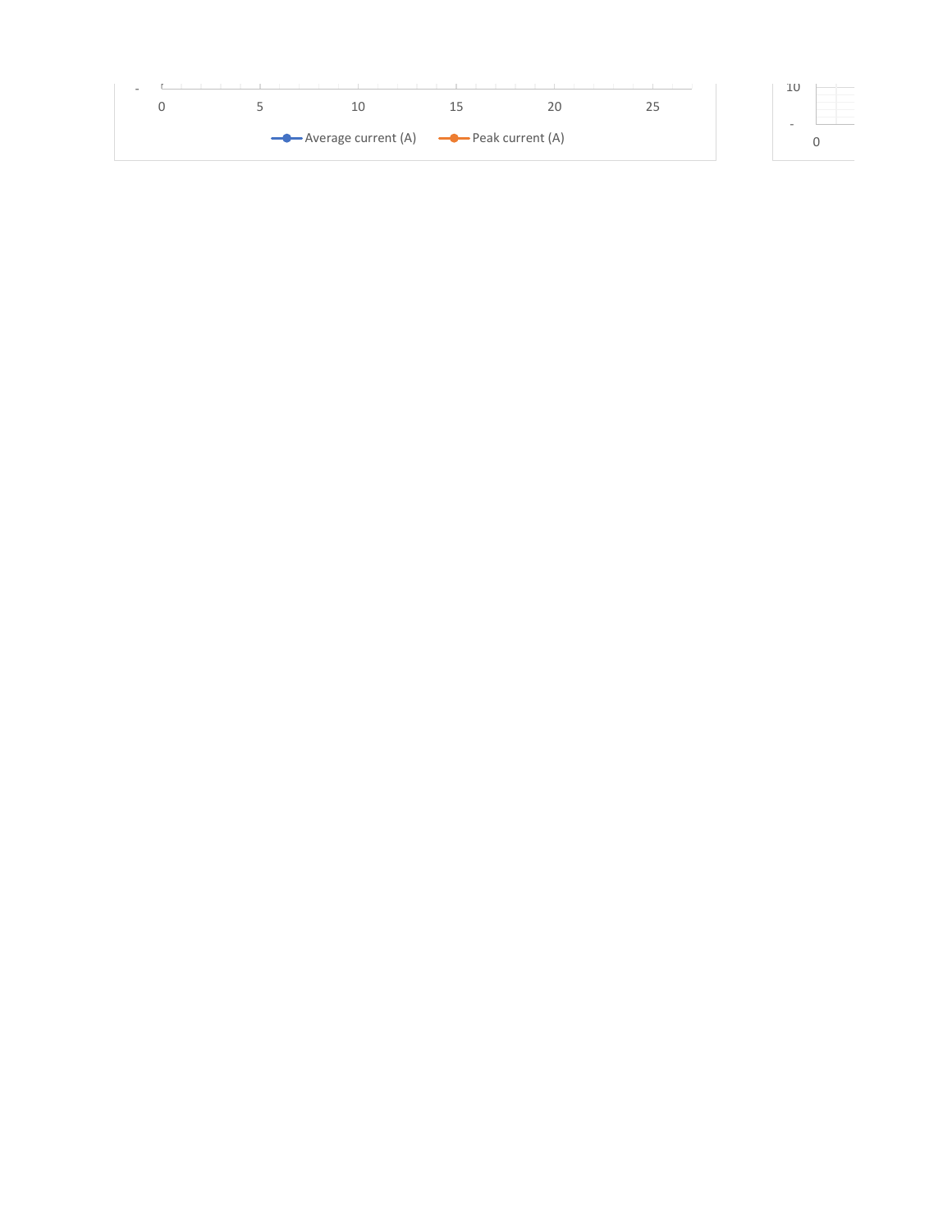0 5 10 15 20 25

Average current (A) Peak current (A)

10

0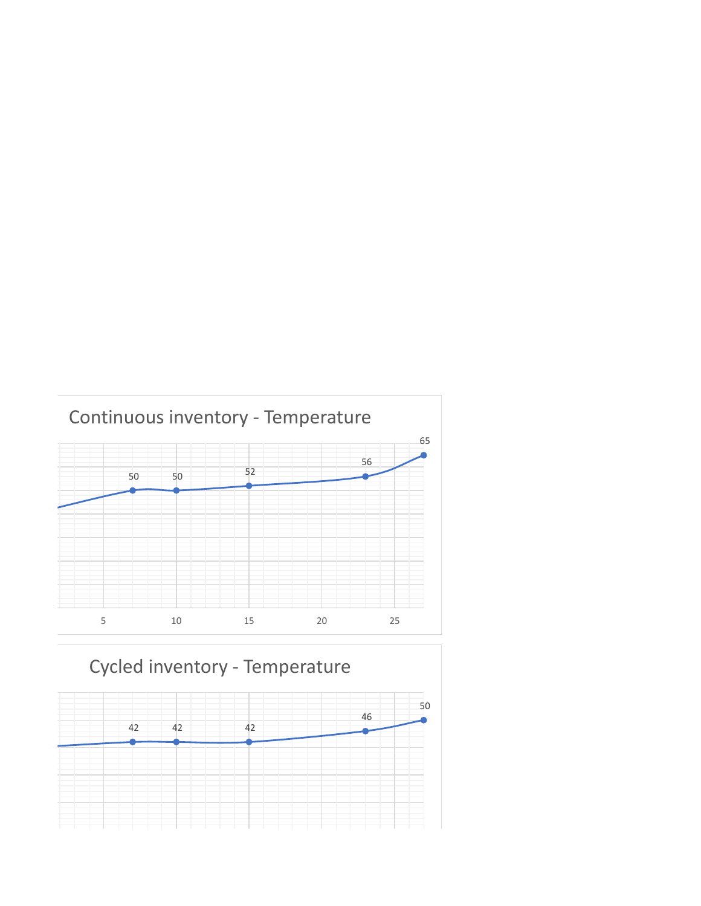Continuous inventory - Temperature

| x | Temperature |
|---|---|
| 7 | 50 |
| 10 | 50 |
| 15 | 52 |
| 23 | 56 |
| 27 | 65 |

Cycled inventory - Temperature

| x | Temperature |
|---|---|
| 7 | 42 |
| 10 | 42 |
| 15 | 42 |
| 23 | 46 |
| 27 | 50 |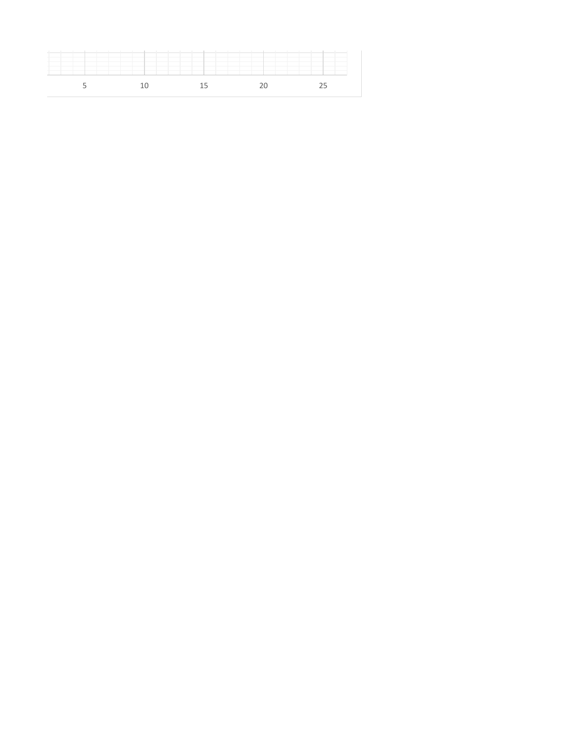5
10
15
20
25